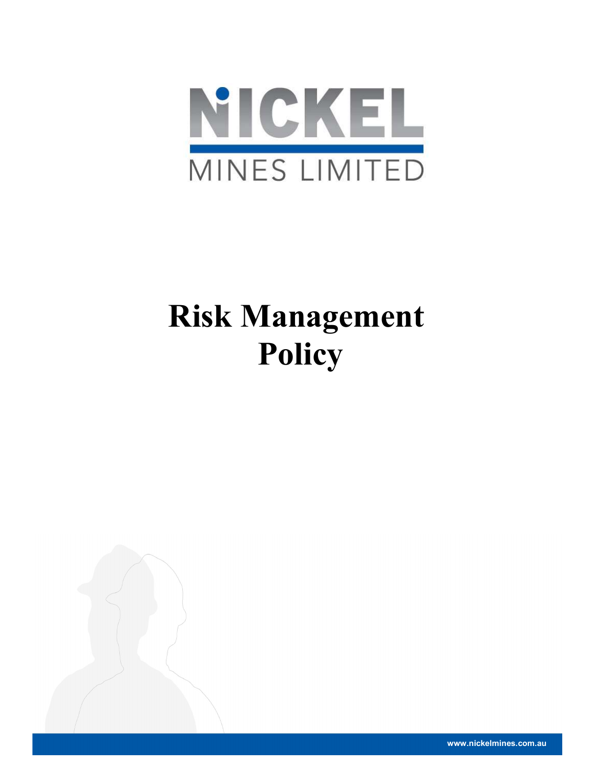NICKEL

MINES LIMITED

# Risk Management Policy

www.nickelmines.com.au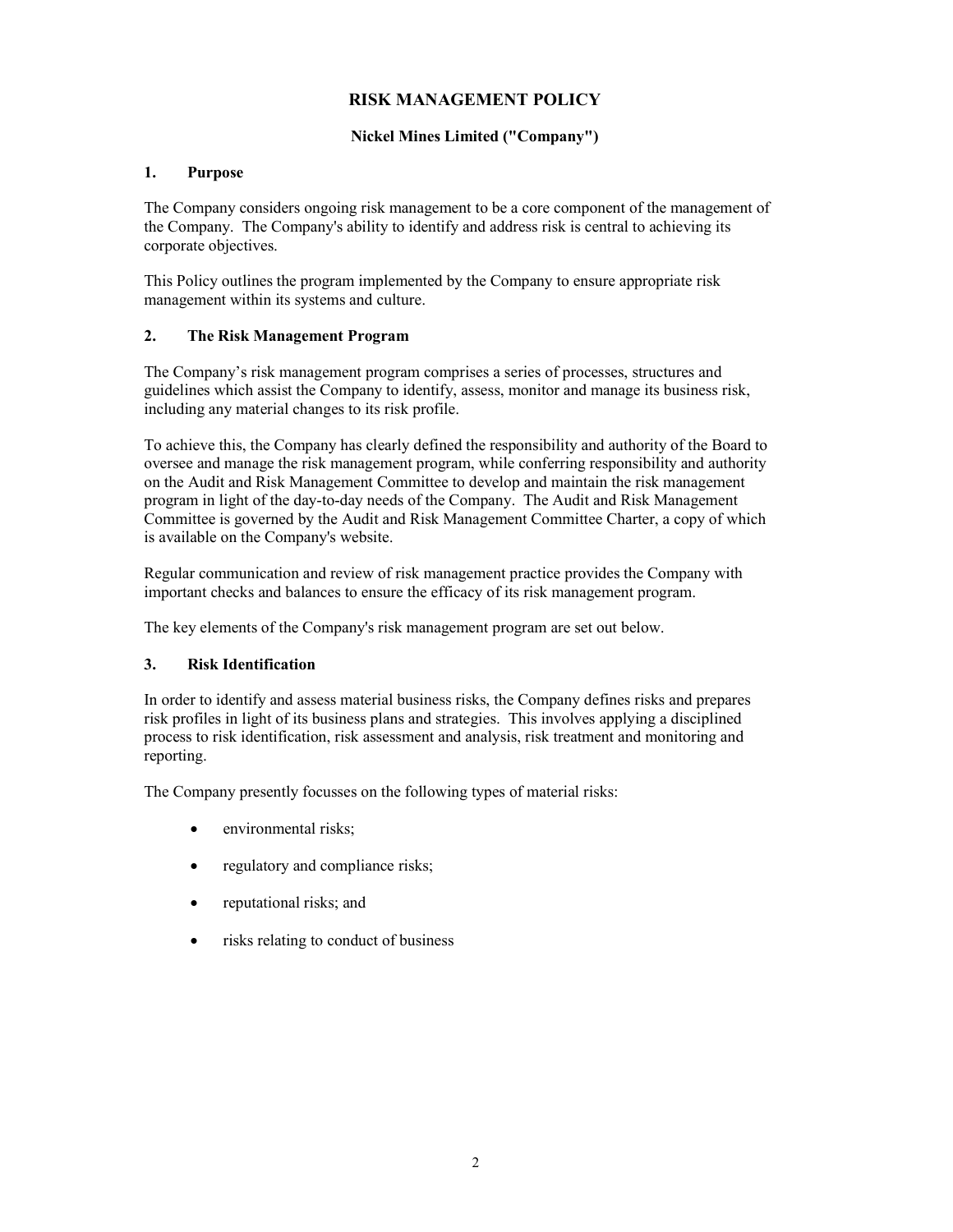# RISK MANAGEMENT POLICY

**Nickel Mines Limited ("Company")**

## 1. Purpose

The Company considers ongoing risk management to be a core component of the management of the Company. The Company's ability to identify and address risk is central to achieving its corporate objectives.

This Policy outlines the program implemented by the Company to ensure appropriate risk management within its systems and culture.

## 2. The Risk Management Program

The Company's risk management program comprises a series of processes, structures and guidelines which assist the Company to identify, assess, monitor and manage its business risk, including any material changes to its risk profile.

To achieve this, the Company has clearly defined the responsibility and authority of the Board to oversee and manage the risk management program, while conferring responsibility and authority on the Audit and Risk Management Committee to develop and maintain the risk management program in light of the day-to-day needs of the Company. The Audit and Risk Management Committee is governed by the Audit and Risk Management Committee Charter, a copy of which is available on the Company's website.

Regular communication and review of risk management practice provides the Company with important checks and balances to ensure the efficacy of its risk management program.

The key elements of the Company's risk management program are set out below.

## 3. Risk Identification

In order to identify and assess material business risks, the Company defines risks and prepares risk profiles in light of its business plans and strategies. This involves applying a disciplined process to risk identification, risk assessment and analysis, risk treatment and monitoring and reporting.

The Company presently focusses on the following types of material risks:

- environmental risks;
- regulatory and compliance risks;
- reputational risks; and
- risks relating to conduct of business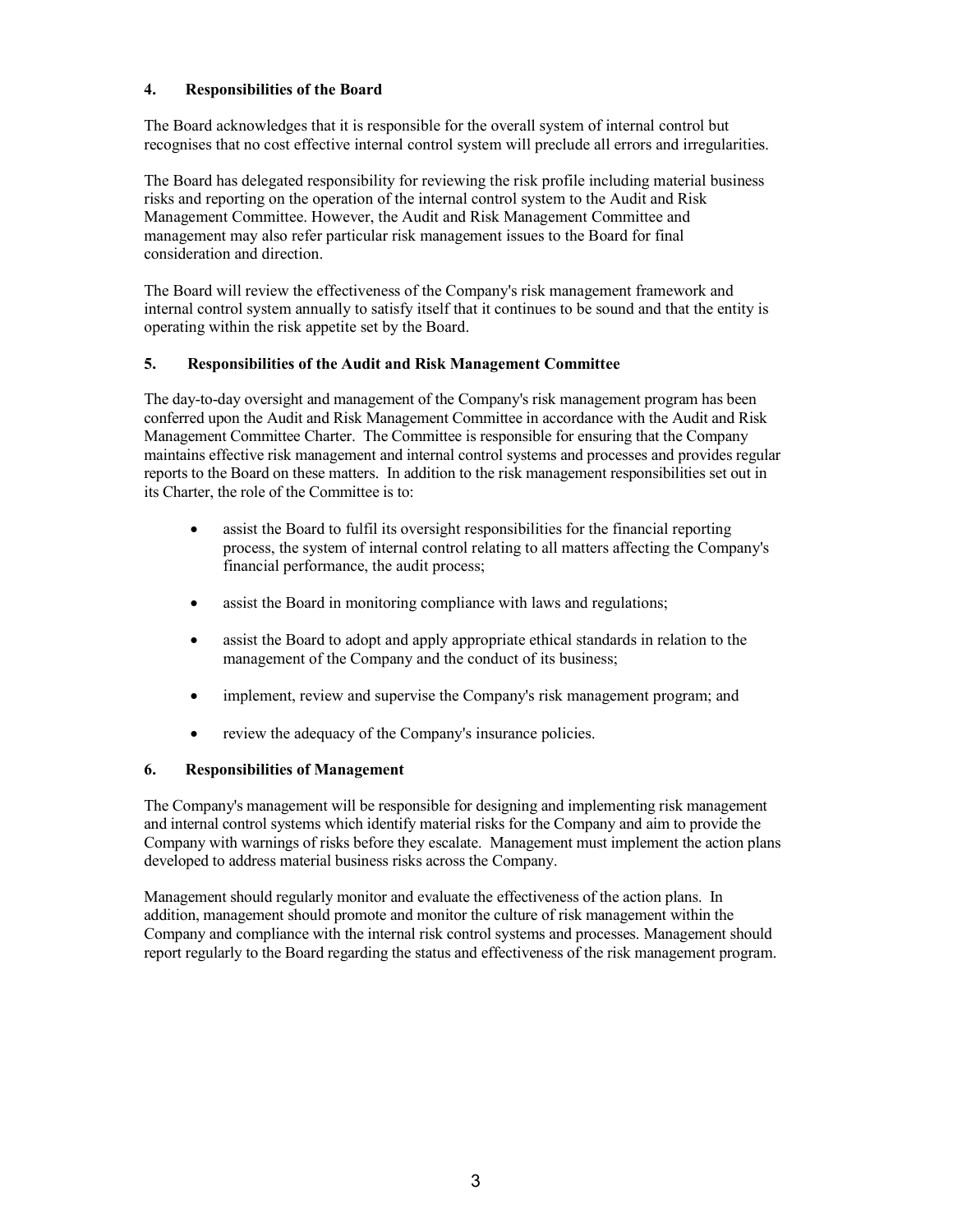## 4. Responsibilities of the Board

The Board acknowledges that it is responsible for the overall system of internal control but recognises that no cost effective internal control system will preclude all errors and irregularities.

The Board has delegated responsibility for reviewing the risk profile including material business risks and reporting on the operation of the internal control system to the Audit and Risk Management Committee. However, the Audit and Risk Management Committee and management may also refer particular risk management issues to the Board for final consideration and direction.

The Board will review the effectiveness of the Company's risk management framework and internal control system annually to satisfy itself that it continues to be sound and that the entity is operating within the risk appetite set by the Board.

## 5. Responsibilities of the Audit and Risk Management Committee

The day-to-day oversight and management of the Company's risk management program has been conferred upon the Audit and Risk Management Committee in accordance with the Audit and Risk Management Committee Charter. The Committee is responsible for ensuring that the Company maintains effective risk management and internal control systems and processes and provides regular reports to the Board on these matters. In addition to the risk management responsibilities set out in its Charter, the role of the Committee is to:

- assist the Board to fulfil its oversight responsibilities for the financial reporting process, the system of internal control relating to all matters affecting the Company's financial performance, the audit process;
- assist the Board in monitoring compliance with laws and regulations;
- assist the Board to adopt and apply appropriate ethical standards in relation to the management of the Company and the conduct of its business;
- implement, review and supervise the Company's risk management program; and
- review the adequacy of the Company's insurance policies.

## 6. Responsibilities of Management

The Company's management will be responsible for designing and implementing risk management and internal control systems which identify material risks for the Company and aim to provide the Company with warnings of risks before they escalate. Management must implement the action plans developed to address material business risks across the Company.

Management should regularly monitor and evaluate the effectiveness of the action plans. In addition, management should promote and monitor the culture of risk management within the Company and compliance with the internal risk control systems and processes. Management should report regularly to the Board regarding the status and effectiveness of the risk management program.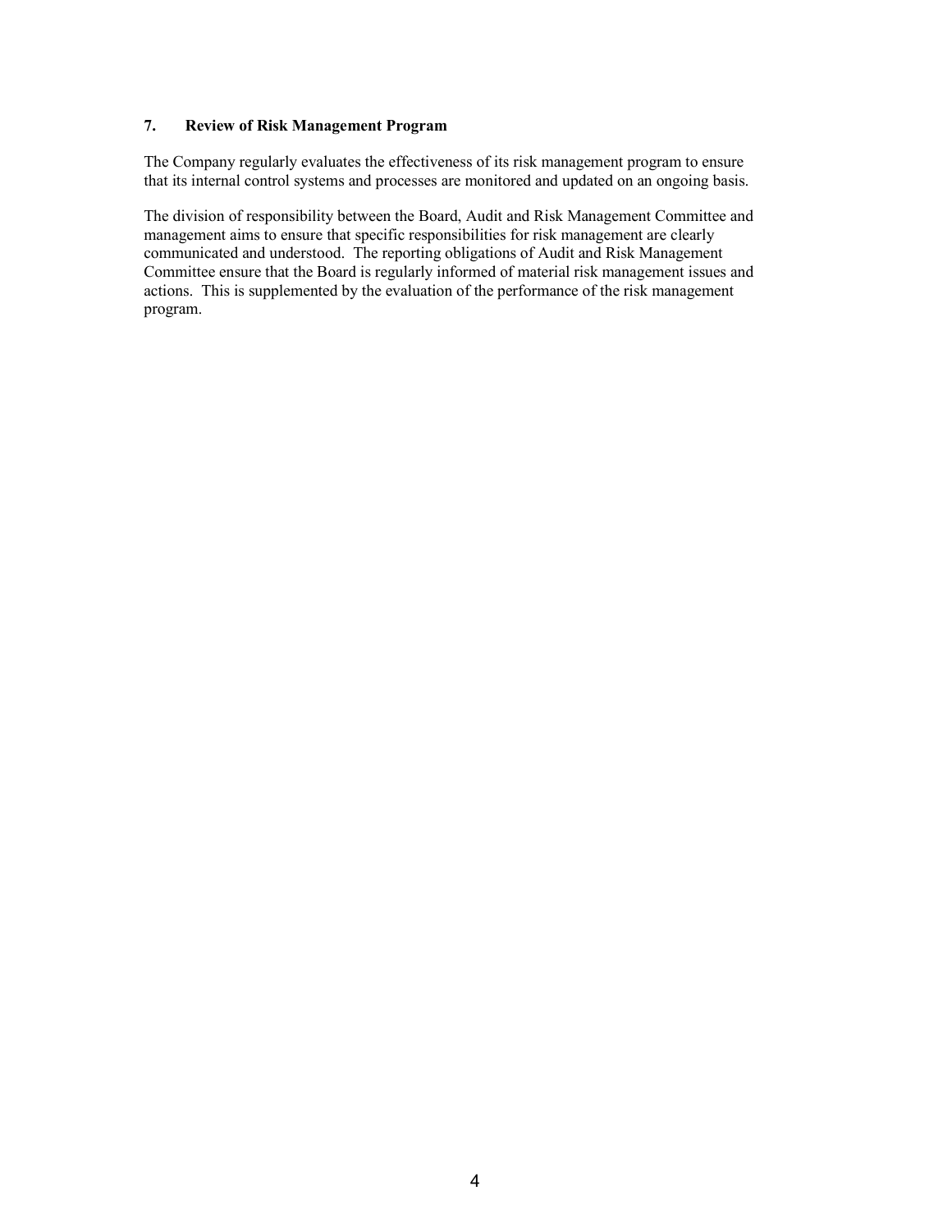## 7. Review of Risk Management Program

The Company regularly evaluates the effectiveness of its risk management program to ensure that its internal control systems and processes are monitored and updated on an ongoing basis.

The division of responsibility between the Board, Audit and Risk Management Committee and management aims to ensure that specific responsibilities for risk management are clearly communicated and understood. The reporting obligations of Audit and Risk Management Committee ensure that the Board is regularly informed of material risk management issues and actions. This is supplemented by the evaluation of the performance of the risk management program.